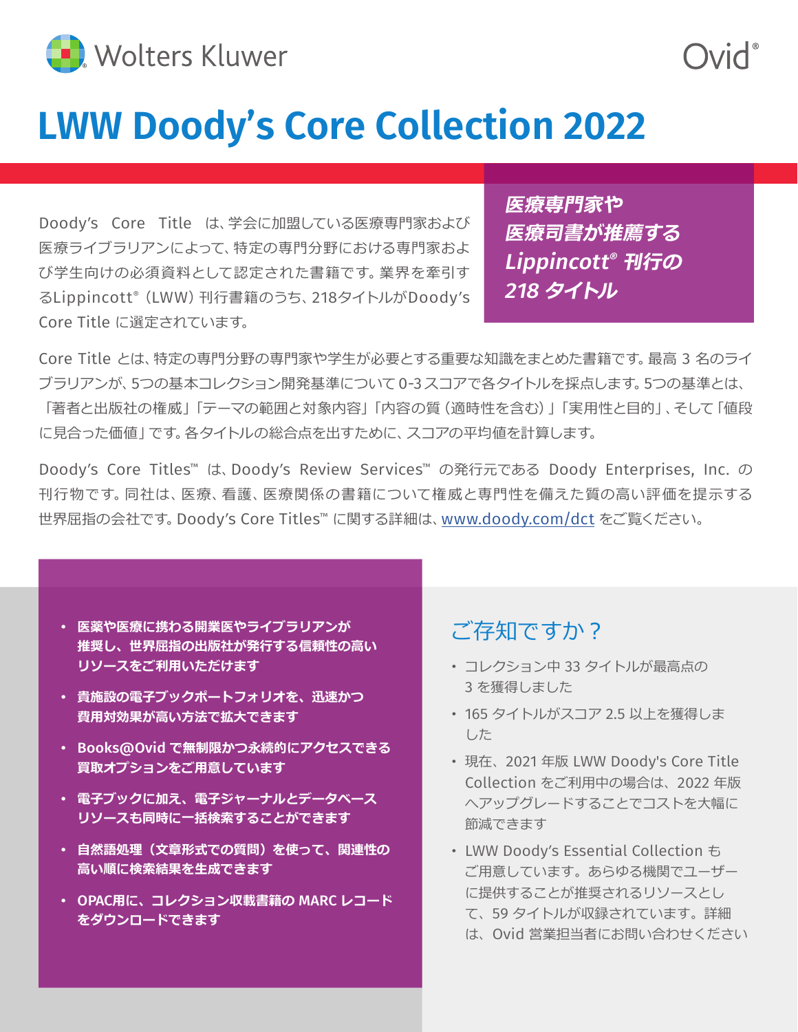Wolters Kluwer

Ovid®

# LWW Doody's Core Collection 2022

***医療専門家や医療司書が推薦する Lippincott® 刊行の 218 タイトル***

Doody's Core Title は、学会に加盟している医療専門家および医療ライブラリアンによって、特定の専門分野における専門家および学生向けの必須資料として認定された書籍です。業界を牽引するLippincott®(LWW)刊行書籍のうち、218タイトルがDoody's Core Title に選定されています。

Core Title とは、特定の専門分野の専門家や学生が必要とする重要な知識をまとめた書籍です。最高 3 名のライブラリアンが、5つの基本コレクション開発基準について 0-3 スコアで各タイトルを採点します。5つの基準とは、「著者と出版社の権威」「テーマの範囲と対象内容」「内容の質(適時性を含む)」「実用性と目的」、そして「値段に見合った価値」です。各タイトルの総合点を出すために、スコアの平均値を計算します。

Doody's Core Titles™ は、Doody's Review Services™ の発行元である Doody Enterprises, Inc. の刊行物です。同社は、医療、看護、医療関係の書籍について権威と専門性を備えた質の高い評価を提示する世界屈指の会社です。Doody's Core Titles™ に関する詳細は、[www.doody.com/dct](www.doody.com/dct) をご覧ください。

- **医薬や医療に携わる開業医やライブラリアンが推奨し、世界屈指の出版社が発行する信頼性の高いリソースをご利用いただけます**
- **貴施設の電子ブックポートフォリオを、迅速かつ費用対効果が高い方法で拡大できます**
- **Books@Ovid で無制限かつ永続的にアクセスできる買取オプションをご用意しています**
- **電子ブックに加え、電子ジャーナルとデータベースリソースも同時に一括検索することができます**
- **自然語処理(文章形式での質問)を使って、関連性の高い順に検索結果を生成できます**
- **OPAC用に、コレクション収載書籍の MARC レコードをダウンロードできます**

## ご存知ですか？

- コレクション中 33 タイトルが最高点の 3 を獲得しました
- 165 タイトルがスコア 2.5 以上を獲得しました
- 現在、2021 年版 LWW Doody's Core Title Collection をご利用中の場合は、2022 年版へアップグレードすることでコストを大幅に節減できます
- LWW Doody's Essential Collection もご用意しています。あらゆる機関でユーザーに提供することが推奨されるリソースとして、59 タイトルが収録されています。詳細は、Ovid 営業担当者にお問い合わせください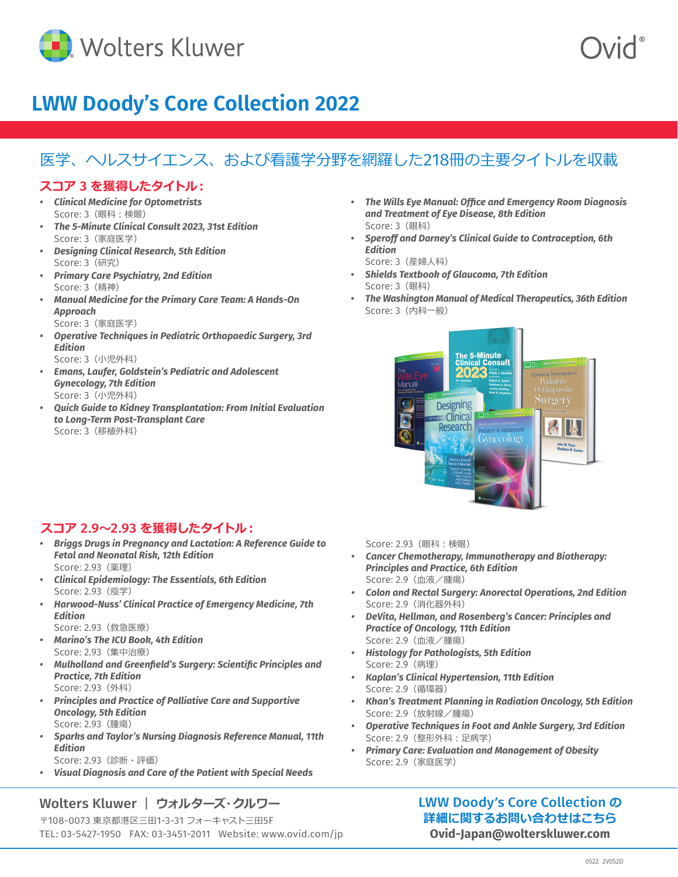Wolters Kluwer

Ovid®

# LWW Doody's Core Collection 2022

## 医学、ヘルスサイエンス、および看護学分野を網羅した218冊の主要タイトルを収載

### スコア 3 を獲得したタイトル：

- ***Clinical Medicine for Optometrists***
  Score: 3（眼科：検眼）
- ***The 5-Minute Clinical Consult 2023, 31st Edition***
  Score: 3（家庭医学）
- ***Designing Clinical Research, 5th Edition***
  Score: 3（研究）
- ***Primary Care Psychiatry, 2nd Edition***
  Score: 3（精神）
- ***Manual Medicine for the Primary Care Team: A Hands-On Approach***
  Score: 3（家庭医学）
- ***Operative Techniques in Pediatric Orthopaedic Surgery, 3rd Edition***
  Score: 3（小児外科）
- ***Emans, Laufer, Goldstein's Pediatric and Adolescent Gynecology, 7th Edition***
  Score: 3（小児外科）
- ***Quick Guide to Kidney Transplantation: From Initial Evaluation to Long-Term Post-Transplant Care***
  Score: 3（移植外科）
- ***The Wills Eye Manual: Office and Emergency Room Diagnosis and Treatment of Eye Disease, 8th Edition***
  Score: 3（眼科）
- ***Speroff and Darney's Clinical Guide to Contraception, 6th Edition***
  Score: 3（産婦人科）
- ***Shields Textbook of Glaucoma, 7th Edition***
  Score: 3（眼科）
- ***The Washington Manual of Medical Therapeutics, 36th Edition***
  Score: 3（内科一般）

### スコア 2.9～2.93 を獲得したタイトル：

- ***Briggs Drugs in Pregnancy and Lactation: A Reference Guide to Fetal and Neonatal Risk, 12th Edition***
  Score: 2.93（薬理）
- ***Clinical Epidemiology: The Essentials, 6th Edition***
  Score: 2.93（疫学）
- ***Harwood-Nuss' Clinical Practice of Emergency Medicine, 7th Edition***
  Score: 2.93（救急医療）
- ***Marino's The ICU Book, 4th Edition***
  Score: 2.93（集中治療）
- ***Mulholland and Greenfield's Surgery: Scientific Principles and Practice, 7th Edition***
  Score: 2.93（外科）
- ***Principles and Practice of Palliative Care and Supportive Oncology, 5th Edition***
  Score: 2.93（腫瘍）
- ***Sparks and Taylor's Nursing Diagnosis Reference Manual, 11th Edition***
  Score: 2.93（診断・評価）
- ***Visual Diagnosis and Care of the Patient with Special Needs***
  Score: 2.93（眼科：検眼）
- ***Cancer Chemotherapy, Immunotherapy and Biotherapy: Principles and Practice, 6th Edition***
  Score: 2.9（血液／腫瘍）
- ***Colon and Rectal Surgery: Anorectal Operations, 2nd Edition***
  Score: 2.9（消化器外科）
- ***DeVita, Hellman, and Rosenberg's Cancer: Principles and Practice of Oncology, 11th Edition***
  Score: 2.9（血液／腫瘍）
- ***Histology for Pathologists, 5th Edition***
  Score: 2.9（病理）
- ***Kaplan's Clinical Hypertension, 11th Edition***
  Score: 2.9（循環器）
- ***Khan's Treatment Planning in Radiation Oncology, 5th Edition***
  Score: 2.9（放射線／腫瘍）
- ***Operative Techniques in Foot and Ankle Surgery, 3rd Edition***
  Score: 2.9（整形外科：足病学）
- ***Primary Care: Evaluation and Management of Obesity***
  Score: 2.9（家庭医学）

**Wolters Kluwer ｜ ウォルターズ・クルワー**

〒108-0073 東京都港区三田1-3-31 フォーキャスト三田5F
TEL: 03-5427-1950 FAX: 03-3451-2011 Website: www.ovid.com/jp

**LWW Doody's Core Collection の詳細に関するお問い合わせはこちら**
**Ovid-Japan@wolterskluwer.com**

0522 2V052D